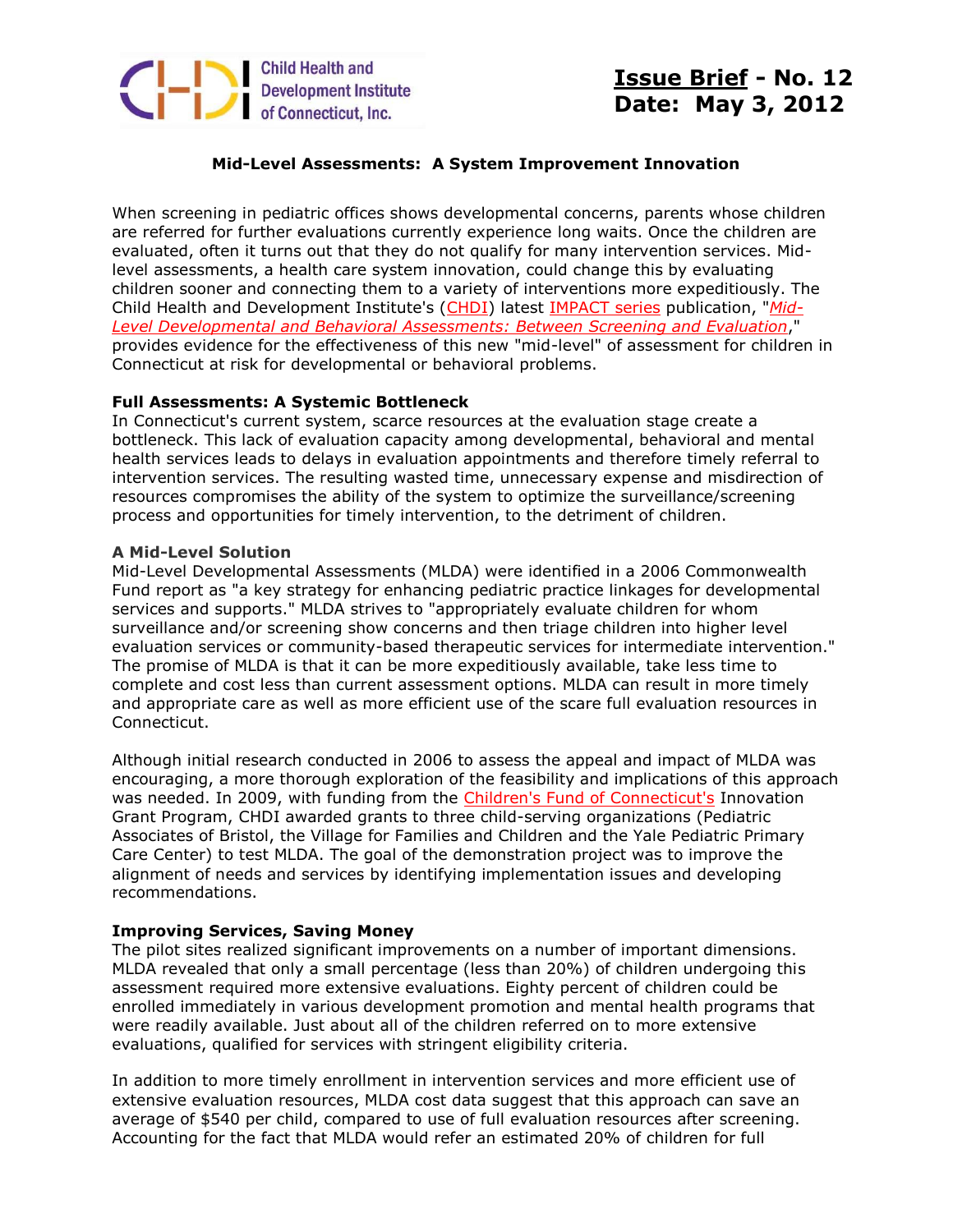Child Health and Development Institute of Connecticut, Inc.

**Issue Brief - No. 12**
**Date: May 3, 2012**

## Mid-Level Assessments: A System Improvement Innovation

When screening in pediatric offices shows developmental concerns, parents whose children are referred for further evaluations currently experience long waits. Once the children are evaluated, often it turns out that they do not qualify for many intervention services. Mid-level assessments, a health care system innovation, could change this by evaluating children sooner and connecting them to a variety of interventions more expeditiously. The Child Health and Development Institute's (CHDI) latest IMPACT series publication, "*Mid-Level Developmental and Behavioral Assessments: Between Screening and Evaluation*," provides evidence for the effectiveness of this new "mid-level" of assessment for children in Connecticut at risk for developmental or behavioral problems.

### Full Assessments: A Systemic Bottleneck

In Connecticut's current system, scarce resources at the evaluation stage create a bottleneck. This lack of evaluation capacity among developmental, behavioral and mental health services leads to delays in evaluation appointments and therefore timely referral to intervention services. The resulting wasted time, unnecessary expense and misdirection of resources compromises the ability of the system to optimize the surveillance/screening process and opportunities for timely intervention, to the detriment of children.

### A Mid-Level Solution

Mid-Level Developmental Assessments (MLDA) were identified in a 2006 Commonwealth Fund report as "a key strategy for enhancing pediatric practice linkages for developmental services and supports." MLDA strives to "appropriately evaluate children for whom surveillance and/or screening show concerns and then triage children into higher level evaluation services or community-based therapeutic services for intermediate intervention." The promise of MLDA is that it can be more expeditiously available, take less time to complete and cost less than current assessment options. MLDA can result in more timely and appropriate care as well as more efficient use of the scare full evaluation resources in Connecticut.

Although initial research conducted in 2006 to assess the appeal and impact of MLDA was encouraging, a more thorough exploration of the feasibility and implications of this approach was needed. In 2009, with funding from the Children's Fund of Connecticut's Innovation Grant Program, CHDI awarded grants to three child-serving organizations (Pediatric Associates of Bristol, the Village for Families and Children and the Yale Pediatric Primary Care Center) to test MLDA. The goal of the demonstration project was to improve the alignment of needs and services by identifying implementation issues and developing recommendations.

### Improving Services, Saving Money

The pilot sites realized significant improvements on a number of important dimensions. MLDA revealed that only a small percentage (less than 20%) of children undergoing this assessment required more extensive evaluations. Eighty percent of children could be enrolled immediately in various development promotion and mental health programs that were readily available. Just about all of the children referred on to more extensive evaluations, qualified for services with stringent eligibility criteria.

In addition to more timely enrollment in intervention services and more efficient use of extensive evaluation resources, MLDA cost data suggest that this approach can save an average of $540 per child, compared to use of full evaluation resources after screening. Accounting for the fact that MLDA would refer an estimated 20% of children for full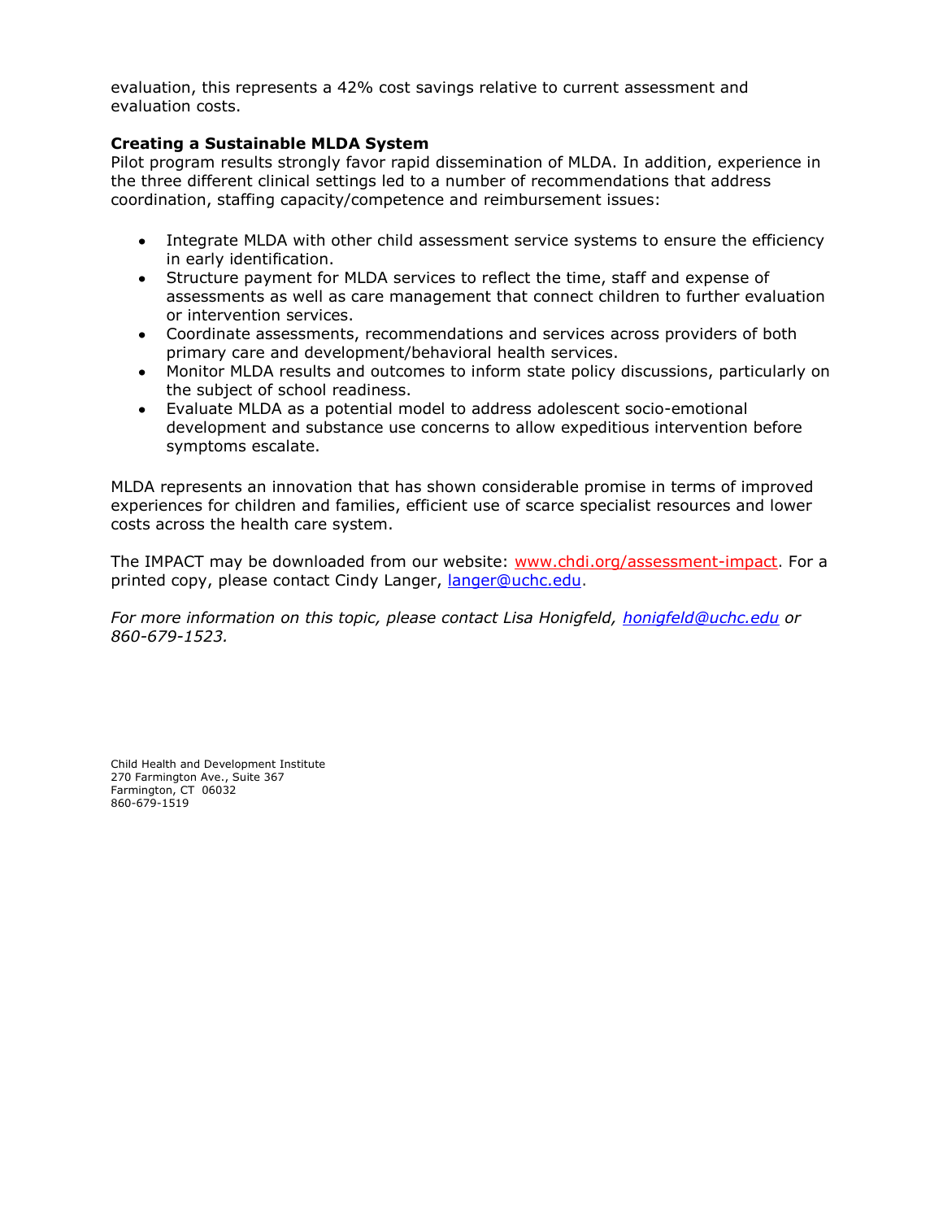evaluation, this represents a 42% cost savings relative to current assessment and evaluation costs.

**Creating a Sustainable MLDA System**

Pilot program results strongly favor rapid dissemination of MLDA. In addition, experience in the three different clinical settings led to a number of recommendations that address coordination, staffing capacity/competence and reimbursement issues:

- Integrate MLDA with other child assessment service systems to ensure the efficiency in early identification.
- Structure payment for MLDA services to reflect the time, staff and expense of assessments as well as care management that connect children to further evaluation or intervention services.
- Coordinate assessments, recommendations and services across providers of both primary care and development/behavioral health services.
- Monitor MLDA results and outcomes to inform state policy discussions, particularly on the subject of school readiness.
- Evaluate MLDA as a potential model to address adolescent socio-emotional development and substance use concerns to allow expeditious intervention before symptoms escalate.

MLDA represents an innovation that has shown considerable promise in terms of improved experiences for children and families, efficient use of scarce specialist resources and lower costs across the health care system.

The IMPACT may be downloaded from our website: www.chdi.org/assessment-impact. For a printed copy, please contact Cindy Langer, langer@uchc.edu.

*For more information on this topic, please contact Lisa Honigfeld, honigfeld@uchc.edu or 860-679-1523.*

Child Health and Development Institute
270 Farmington Ave., Suite 367
Farmington, CT 06032
860-679-1519